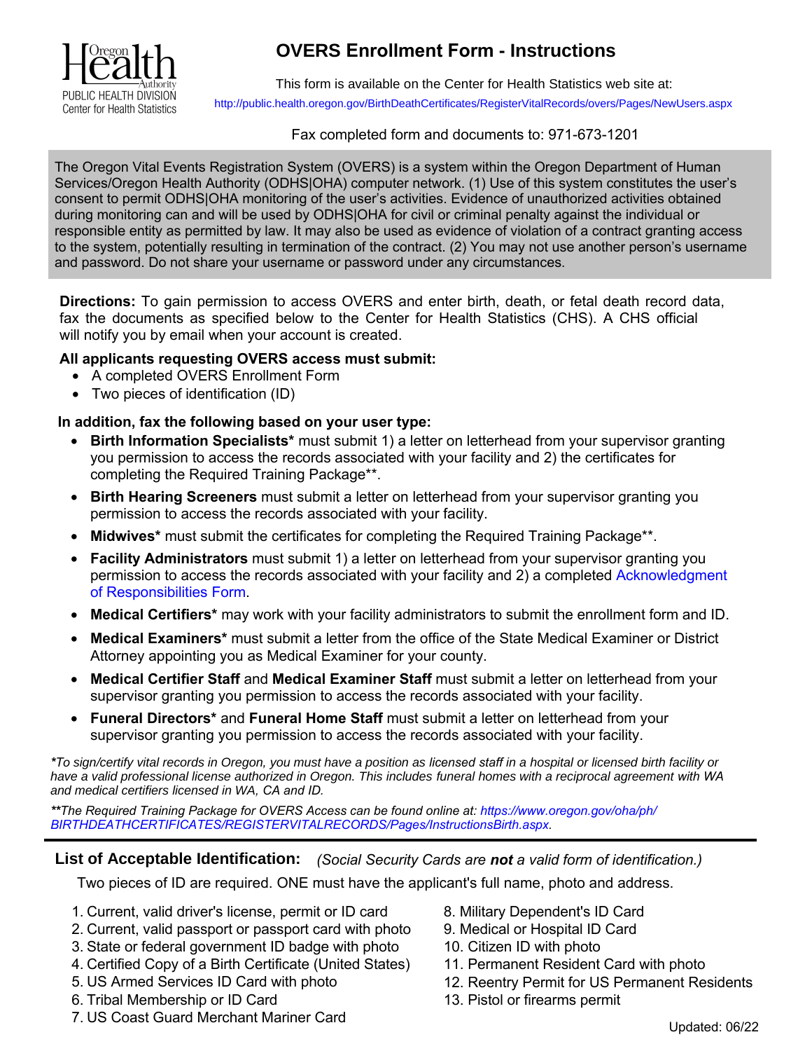Oregon Health Authority
PUBLIC HEALTH DIVISION
Center for Health Statistics

# OVERS Enrollment Form - Instructions

This form is available on the Center for Health Statistics web site at:
http://public.health.oregon.gov/BirthDeathCertificates/RegisterVitalRecords/overs/Pages/NewUsers.aspx

Fax completed form and documents to: 971-673-1201

The Oregon Vital Events Registration System (OVERS) is a system within the Oregon Department of Human Services/Oregon Health Authority (ODHS|OHA) computer network. (1) Use of this system constitutes the user's consent to permit ODHS|OHA monitoring of the user's activities. Evidence of unauthorized activities obtained during monitoring can and will be used by ODHS|OHA for civil or criminal penalty against the individual or responsible entity as permitted by law. It may also be used as evidence of violation of a contract granting access to the system, potentially resulting in termination of the contract. (2) You may not use another person's username and password. Do not share your username or password under any circumstances.

**Directions:** To gain permission to access OVERS and enter birth, death, or fetal death record data, fax the documents as specified below to the Center for Health Statistics (CHS). A CHS official will notify you by email when your account is created.

**All applicants requesting OVERS access must submit:**

- A completed OVERS Enrollment Form
- Two pieces of identification (ID)

**In addition, fax the following based on your user type:**

- **Birth Information Specialists*** must submit 1) a letter on letterhead from your supervisor granting you permission to access the records associated with your facility and 2) the certificates for completing the Required Training Package**.
- **Birth Hearing Screeners** must submit a letter on letterhead from your supervisor granting you permission to access the records associated with your facility.
- **Midwives*** must submit the certificates for completing the Required Training Package**.
- **Facility Administrators** must submit 1) a letter on letterhead from your supervisor granting you permission to access the records associated with your facility and 2) a completed Acknowledgment of Responsibilities Form.
- **Medical Certifiers*** may work with your facility administrators to submit the enrollment form and ID.
- **Medical Examiners*** must submit a letter from the office of the State Medical Examiner or District Attorney appointing you as Medical Examiner for your county.
- **Medical Certifier Staff** and **Medical Examiner Staff** must submit a letter on letterhead from your supervisor granting you permission to access the records associated with your facility.
- **Funeral Directors*** and **Funeral Home Staff** must submit a letter on letterhead from your supervisor granting you permission to access the records associated with your facility.

**To sign/certify vital records in Oregon, you must have a position as licensed staff in a hospital or licensed birth facility or have a valid professional license authorized in Oregon. This includes funeral homes with a reciprocal agreement with WA and medical certifiers licensed in WA, CA and ID.*

***The Required Training Package for OVERS Access can be found online at: https://www.oregon.gov/oha/ph/BIRTHDEATHCERTIFICATES/REGISTERVITALRECORDS/Pages/InstructionsBirth.aspx.*

## List of Acceptable Identification: *(Social Security Cards are **not** a valid form of identification.)*

Two pieces of ID are required. ONE must have the applicant's full name, photo and address.

1. Current, valid driver's license, permit or ID card
2. Current, valid passport or passport card with photo
3. State or federal government ID badge with photo
4. Certified Copy of a Birth Certificate (United States)
5. US Armed Services ID Card with photo
6. Tribal Membership or ID Card
7. US Coast Guard Merchant Mariner Card
8. Military Dependent's ID Card
9. Medical or Hospital ID Card
10. Citizen ID with photo
11. Permanent Resident Card with photo
12. Reentry Permit for US Permanent Residents
13. Pistol or firearms permit

Updated: 06/22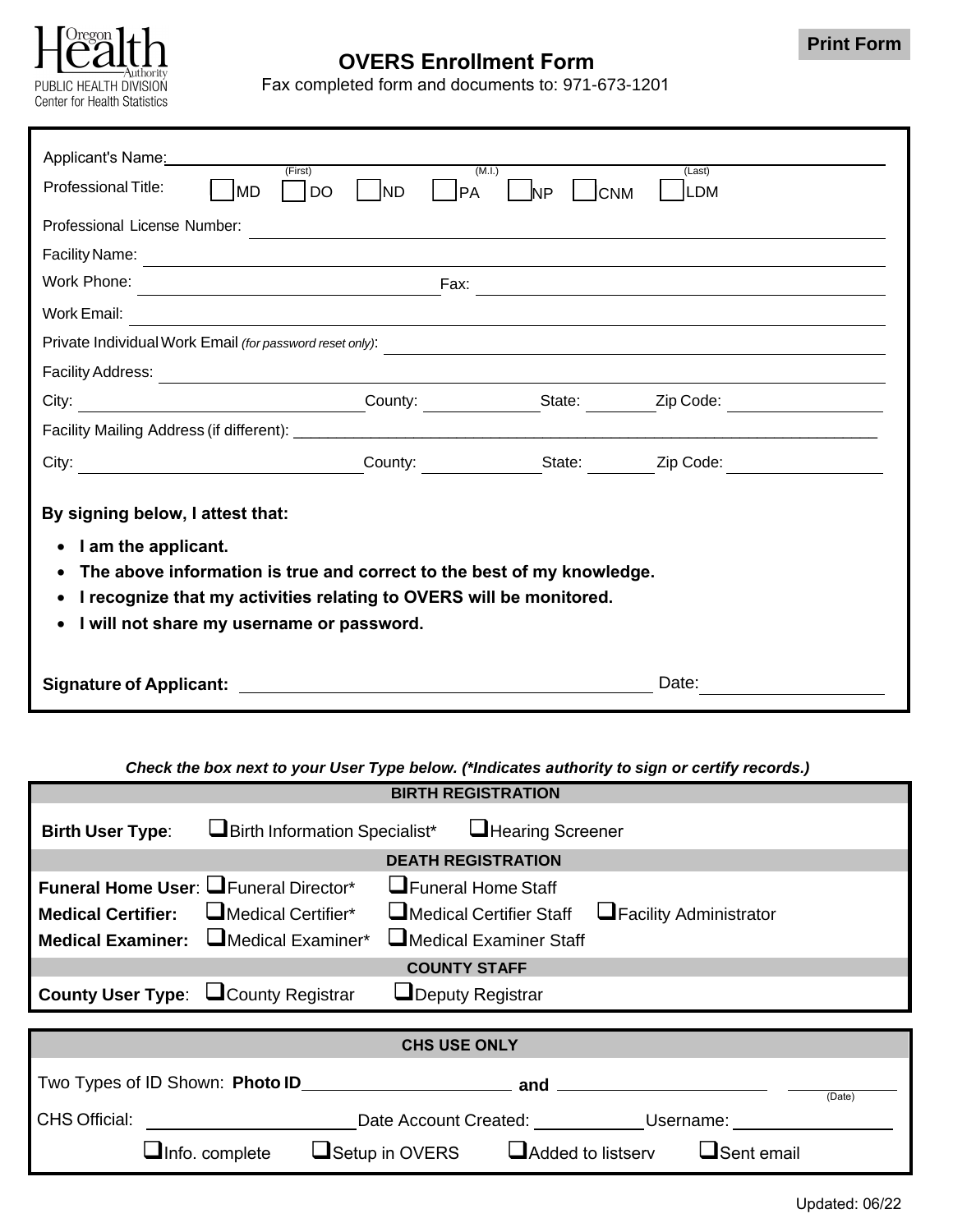Oregon Health Authority
PUBLIC HEALTH DIVISION
Center for Health Statistics

Print Form

# OVERS Enrollment Form

Fax completed form and documents to: 971-673-1201

Applicant's Name: ____________________ (First) ____________________ (M.I.) ____________________ (Last)

Professional Title: ☐ MD ☐ DO ☐ ND ☐ PA ☐ NP ☐ CNM ☐ LDM

Professional License Number: ____________________

Facility Name: ____________________

Work Phone: ____________________ Fax: ____________________

Work Email: ____________________

Private Individual Work Email *(for password reset only)*: ____________________

Facility Address: ____________________

City: ____________________ County: ____________ State: ________ Zip Code: ____________

Facility Mailing Address (if different): ____________________

City: ____________________ County: ____________ State: ________ Zip Code: ____________

**By signing below, I attest that:**

- **I am the applicant.**
- **The above information is true and correct to the best of my knowledge.**
- **I recognize that my activities relating to OVERS will be monitored.**
- **I will not share my username or password.**

**Signature of Applicant:** ____________________ Date: ____________

***Check the box next to your User Type below. (\*Indicates authority to sign or certify records.)***

**BIRTH REGISTRATION**

**Birth User Type**: ☐ Birth Information Specialist* ☐ Hearing Screener

**DEATH REGISTRATION**

**Funeral Home User**: ☐ Funeral Director* ☐ Funeral Home Staff

**Medical Certifier:** ☐ Medical Certifier* ☐ Medical Certifier Staff ☐ Facility Administrator

**Medical Examiner:** ☐ Medical Examiner* ☐ Medical Examiner Staff

**COUNTY STAFF**

**County User Type**: ☐ County Registrar ☐ Deputy Registrar

**CHS USE ONLY**

Two Types of ID Shown: **Photo ID** ____________________ **and** ____________________ ____________ (Date)

CHS Official: ____________________ Date Account Created: ____________ Username: ____________

☐ Info. complete ☐ Setup in OVERS ☐ Added to listserv ☐ Sent email

Updated: 06/22